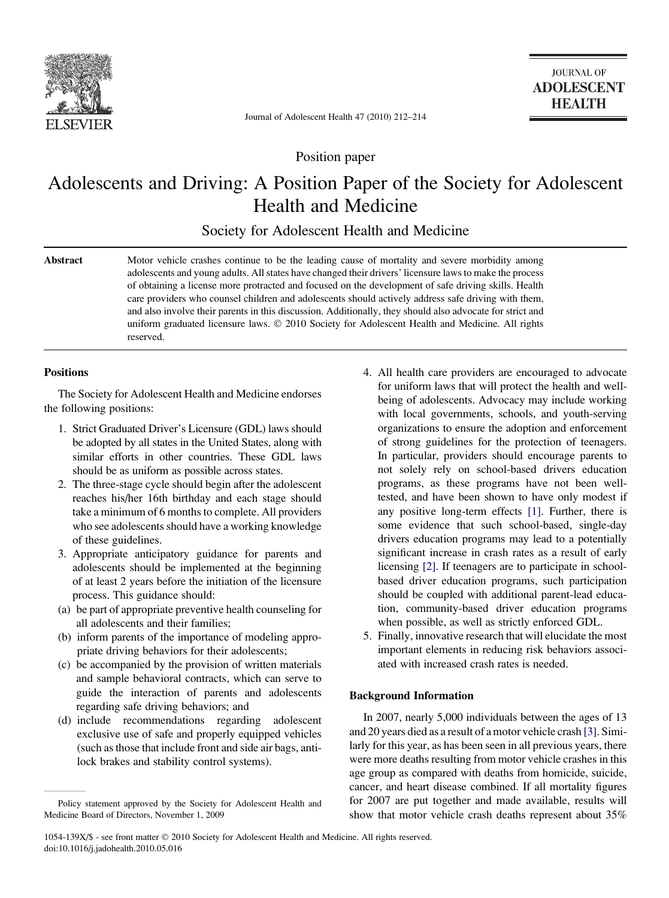Position paper

# Adolescents and Driving: A Position Paper of the Society for Adolescent Health and Medicine

Society for Adolescent Health and Medicine

**Abstract** Motor vehicle crashes continue to be the leading cause of mortality and severe morbidity among adolescents and young adults. All states have changed their drivers' licensure laws to make the process of obtaining a license more protracted and focused on the development of safe driving skills. Health care providers who counsel children and adolescents should actively address safe driving with them, and also involve their parents in this discussion. Additionally, they should also advocate for strict and uniform graduated licensure laws. © 2010 Society for Adolescent Health and Medicine. All rights reserved.

## Positions

The Society for Adolescent Health and Medicine endorses the following positions:

1. Strict Graduated Driver's Licensure (GDL) laws should be adopted by all states in the United States, along with similar efforts in other countries. These GDL laws should be as uniform as possible across states.
2. The three-stage cycle should begin after the adolescent reaches his/her 16th birthday and each stage should take a minimum of 6 months to complete. All providers who see adolescents should have a working knowledge of these guidelines.
3. Appropriate anticipatory guidance for parents and adolescents should be implemented at the beginning of at least 2 years before the initiation of the licensure process. This guidance should:
(a) be part of appropriate preventive health counseling for all adolescents and their families;
(b) inform parents of the importance of modeling appropriate driving behaviors for their adolescents;
(c) be accompanied by the provision of written materials and sample behavioral contracts, which can serve to guide the interaction of parents and adolescents regarding safe driving behaviors; and
(d) include recommendations regarding adolescent exclusive use of safe and properly equipped vehicles (such as those that include front and side air bags, antilock brakes and stability control systems).
4. All health care providers are encouraged to advocate for uniform laws that will protect the health and wellbeing of adolescents. Advocacy may include working with local governments, schools, and youth-serving organizations to ensure the adoption and enforcement of strong guidelines for the protection of teenagers. In particular, providers should encourage parents to not solely rely on school-based drivers education programs, as these programs have not been well-tested, and have been shown to have only modest if any positive long-term effects [1]. Further, there is some evidence that such school-based, single-day drivers education programs may lead to a potentially significant increase in crash rates as a result of early licensing [2]. If teenagers are to participate in school-based driver education programs, such participation should be coupled with additional parent-lead education, community-based driver education programs when possible, as well as strictly enforced GDL.
5. Finally, innovative research that will elucidate the most important elements in reducing risk behaviors associated with increased crash rates is needed.

## Background Information

In 2007, nearly 5,000 individuals between the ages of 13 and 20 years died as a result of a motor vehicle crash [3]. Similarly for this year, as has been seen in all previous years, there were more deaths resulting from motor vehicle crashes in this age group as compared with deaths from homicide, suicide, cancer, and heart disease combined. If all mortality figures for 2007 are put together and made available, results will show that motor vehicle crash deaths represent about 35%

Policy statement approved by the Society for Adolescent Health and Medicine Board of Directors, November 1, 2009

1054-139X/$ - see front matter © 2010 Society for Adolescent Health and Medicine. All rights reserved.
doi:10.1016/j.jadohealth.2010.05.016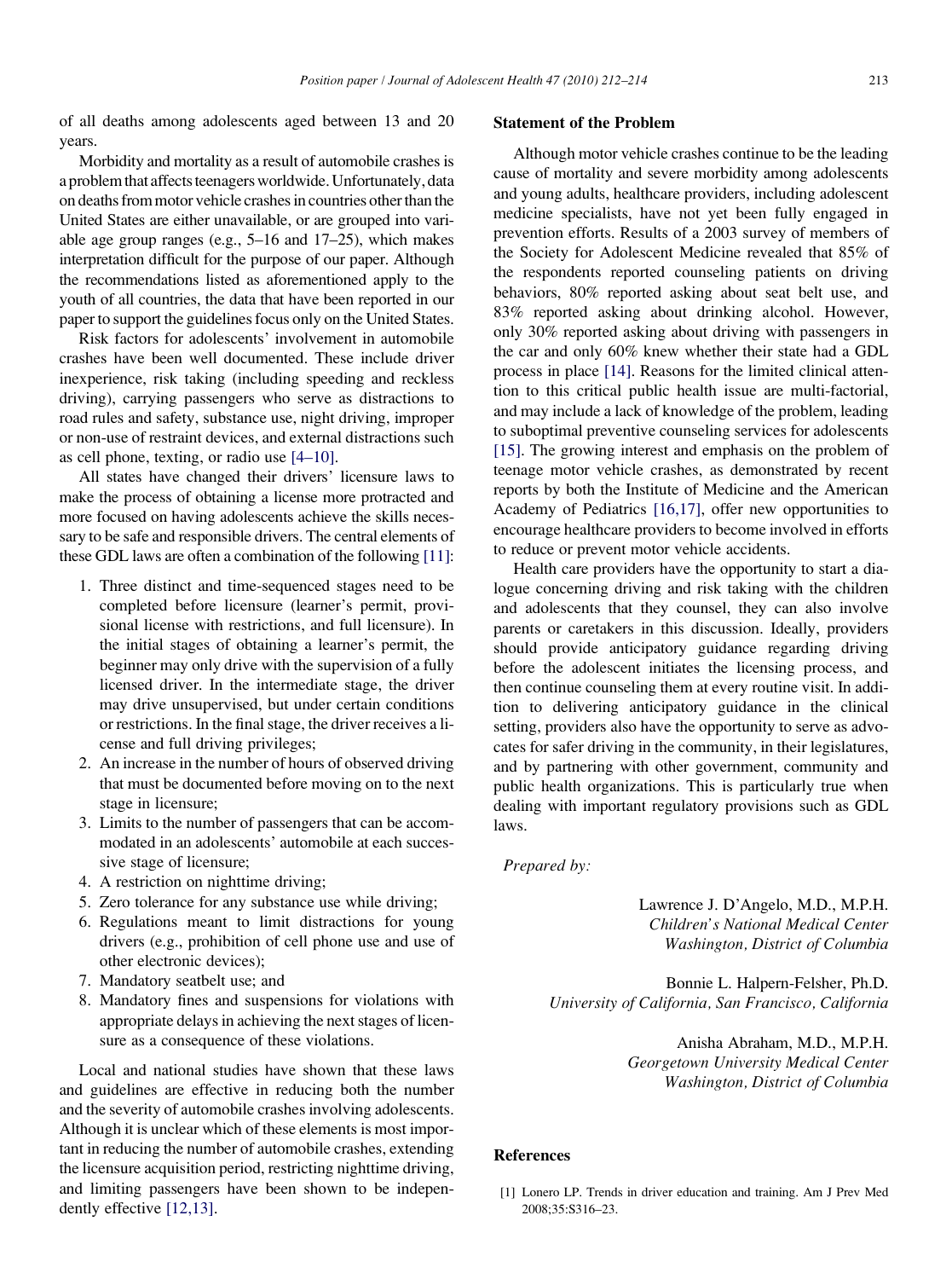of all deaths among adolescents aged between 13 and 20 years.

Morbidity and mortality as a result of automobile crashes is a problem that affects teenagers worldwide. Unfortunately, data on deaths from motor vehicle crashes in countries other than the United States are either unavailable, or are grouped into variable age group ranges (e.g., 5–16 and 17–25), which makes interpretation difficult for the purpose of our paper. Although the recommendations listed as aforementioned apply to the youth of all countries, the data that have been reported in our paper to support the guidelines focus only on the United States.

Risk factors for adolescents' involvement in automobile crashes have been well documented. These include driver inexperience, risk taking (including speeding and reckless driving), carrying passengers who serve as distractions to road rules and safety, substance use, night driving, improper or non-use of restraint devices, and external distractions such as cell phone, texting, or radio use [4–10].

All states have changed their drivers' licensure laws to make the process of obtaining a license more protracted and more focused on having adolescents achieve the skills necessary to be safe and responsible drivers. The central elements of these GDL laws are often a combination of the following [11]:

1. Three distinct and time-sequenced stages need to be completed before licensure (learner's permit, provisional license with restrictions, and full licensure). In the initial stages of obtaining a learner's permit, the beginner may only drive with the supervision of a fully licensed driver. In the intermediate stage, the driver may drive unsupervised, but under certain conditions or restrictions. In the final stage, the driver receives a license and full driving privileges;
2. An increase in the number of hours of observed driving that must be documented before moving on to the next stage in licensure;
3. Limits to the number of passengers that can be accommodated in an adolescents' automobile at each successive stage of licensure;
4. A restriction on nighttime driving;
5. Zero tolerance for any substance use while driving;
6. Regulations meant to limit distractions for young drivers (e.g., prohibition of cell phone use and use of other electronic devices);
7. Mandatory seatbelt use; and
8. Mandatory fines and suspensions for violations with appropriate delays in achieving the next stages of licensure as a consequence of these violations.

Local and national studies have shown that these laws and guidelines are effective in reducing both the number and the severity of automobile crashes involving adolescents. Although it is unclear which of these elements is most important in reducing the number of automobile crashes, extending the licensure acquisition period, restricting nighttime driving, and limiting passengers have been shown to be independently effective [12,13].

## Statement of the Problem

Although motor vehicle crashes continue to be the leading cause of mortality and severe morbidity among adolescents and young adults, healthcare providers, including adolescent medicine specialists, have not yet been fully engaged in prevention efforts. Results of a 2003 survey of members of the Society for Adolescent Medicine revealed that 85% of the respondents reported counseling patients on driving behaviors, 80% reported asking about seat belt use, and 83% reported asking about drinking alcohol. However, only 30% reported asking about driving with passengers in the car and only 60% knew whether their state had a GDL process in place [14]. Reasons for the limited clinical attention to this critical public health issue are multi-factorial, and may include a lack of knowledge of the problem, leading to suboptimal preventive counseling services for adolescents [15]. The growing interest and emphasis on the problem of teenage motor vehicle crashes, as demonstrated by recent reports by both the Institute of Medicine and the American Academy of Pediatrics [16,17], offer new opportunities to encourage healthcare providers to become involved in efforts to reduce or prevent motor vehicle accidents.

Health care providers have the opportunity to start a dialogue concerning driving and risk taking with the children and adolescents that they counsel, they can also involve parents or caretakers in this discussion. Ideally, providers should provide anticipatory guidance regarding driving before the adolescent initiates the licensing process, and then continue counseling them at every routine visit. In addition to delivering anticipatory guidance in the clinical setting, providers also have the opportunity to serve as advocates for safer driving in the community, in their legislatures, and by partnering with other government, community and public health organizations. This is particularly true when dealing with important regulatory provisions such as GDL laws.

*Prepared by:*

Lawrence J. D'Angelo, M.D., M.P.H.
*Children's National Medical Center*
*Washington, District of Columbia*

Bonnie L. Halpern-Felsher, Ph.D.
*University of California, San Francisco, California*

Anisha Abraham, M.D., M.P.H.
*Georgetown University Medical Center*
*Washington, District of Columbia*

## References

[1] Lonero LP. Trends in driver education and training. Am J Prev Med 2008;35:S316–23.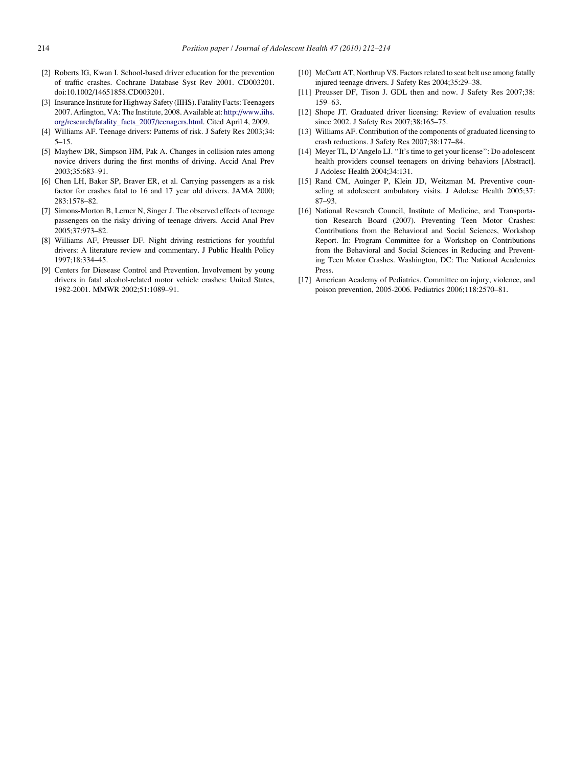[2] Roberts IG, Kwan I. School-based driver education for the prevention of traffic crashes. Cochrane Database Syst Rev 2001. CD003201. doi:10.1002/14651858.CD003201.

[3] Insurance Institute for Highway Safety (IIHS). Fatality Facts: Teenagers 2007. Arlington, VA: The Institute, 2008. Available at: http://www.iihs.org/research/fatality_facts_2007/teenagers.html. Cited April 4, 2009.

[4] Williams AF. Teenage drivers: Patterns of risk. J Safety Res 2003;34:5–15.

[5] Mayhew DR, Simpson HM, Pak A. Changes in collision rates among novice drivers during the first months of driving. Accid Anal Prev 2003;35:683–91.

[6] Chen LH, Baker SP, Braver ER, et al. Carrying passengers as a risk factor for crashes fatal to 16 and 17 year old drivers. JAMA 2000;283:1578–82.

[7] Simons-Morton B, Lerner N, Singer J. The observed effects of teenage passengers on the risky driving of teenage drivers. Accid Anal Prev 2005;37:973–82.

[8] Williams AF, Preusser DF. Night driving restrictions for youthful drivers: A literature review and commentary. J Public Health Policy 1997;18:334–45.

[9] Centers for Diesease Control and Prevention. Involvement by young drivers in fatal alcohol-related motor vehicle crashes: United States, 1982-2001. MMWR 2002;51:1089–91.

[10] McCartt AT, Northrup VS. Factors related to seat belt use among fatally injured teenage drivers. J Safety Res 2004;35:29–38.

[11] Preusser DF, Tison J. GDL then and now. J Safety Res 2007;38:159–63.

[12] Shope JT. Graduated driver licensing: Review of evaluation results since 2002. J Safety Res 2007;38:165–75.

[13] Williams AF. Contribution of the components of graduated licensing to crash reductions. J Safety Res 2007;38:177–84.

[14] Meyer TL, D'Angelo LJ. ''It's time to get your license'': Do adolescent health providers counsel teenagers on driving behaviors [Abstract]. J Adolesc Health 2004;34:131.

[15] Rand CM, Auinger P, Klein JD, Weitzman M. Preventive counseling at adolescent ambulatory visits. J Adolesc Health 2005;37:87–93.

[16] National Research Council, Institute of Medicine, and Transportation Research Board (2007). Preventing Teen Motor Crashes: Contributions from the Behavioral and Social Sciences, Workshop Report. In: Program Committee for a Workshop on Contributions from the Behavioral and Social Sciences in Reducing and Preventing Teen Motor Crashes. Washington, DC: The National Academies Press.

[17] American Academy of Pediatrics. Committee on injury, violence, and poison prevention, 2005-2006. Pediatrics 2006;118:2570–81.